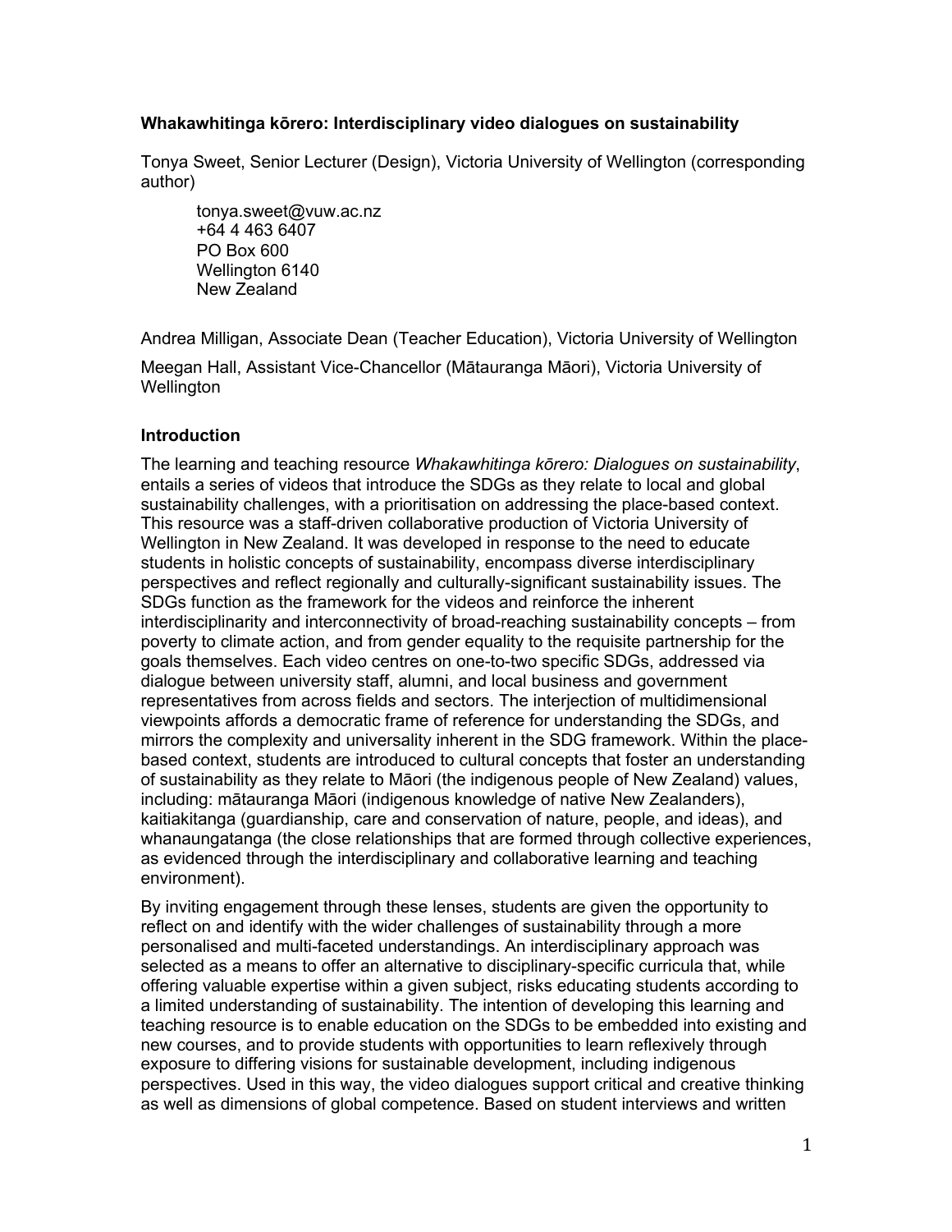**Whakawhitinga kōrero: Interdisciplinary video dialogues on sustainability**

Tonya Sweet, Senior Lecturer (Design), Victoria University of Wellington (corresponding author)

tonya.sweet@vuw.ac.nz
+64 4 463 6407
PO Box 600
Wellington 6140
New Zealand

Andrea Milligan, Associate Dean (Teacher Education), Victoria University of Wellington

Meegan Hall, Assistant Vice-Chancellor (Mātauranga Māori), Victoria University of Wellington

## Introduction

The learning and teaching resource *Whakawhitinga kōrero: Dialogues on sustainability*, entails a series of videos that introduce the SDGs as they relate to local and global sustainability challenges, with a prioritisation on addressing the place-based context. This resource was a staff-driven collaborative production of Victoria University of Wellington in New Zealand. It was developed in response to the need to educate students in holistic concepts of sustainability, encompass diverse interdisciplinary perspectives and reflect regionally and culturally-significant sustainability issues. The SDGs function as the framework for the videos and reinforce the inherent interdisciplinarity and interconnectivity of broad-reaching sustainability concepts – from poverty to climate action, and from gender equality to the requisite partnership for the goals themselves. Each video centres on one-to-two specific SDGs, addressed via dialogue between university staff, alumni, and local business and government representatives from across fields and sectors. The interjection of multidimensional viewpoints affords a democratic frame of reference for understanding the SDGs, and mirrors the complexity and universality inherent in the SDG framework. Within the place-based context, students are introduced to cultural concepts that foster an understanding of sustainability as they relate to Māori (the indigenous people of New Zealand) values, including: mātauranga Māori (indigenous knowledge of native New Zealanders), kaitiakitanga (guardianship, care and conservation of nature, people, and ideas), and whanaungatanga (the close relationships that are formed through collective experiences, as evidenced through the interdisciplinary and collaborative learning and teaching environment).

By inviting engagement through these lenses, students are given the opportunity to reflect on and identify with the wider challenges of sustainability through a more personalised and multi-faceted understandings. An interdisciplinary approach was selected as a means to offer an alternative to disciplinary-specific curricula that, while offering valuable expertise within a given subject, risks educating students according to a limited understanding of sustainability. The intention of developing this learning and teaching resource is to enable education on the SDGs to be embedded into existing and new courses, and to provide students with opportunities to learn reflexively through exposure to differing visions for sustainable development, including indigenous perspectives. Used in this way, the video dialogues support critical and creative thinking as well as dimensions of global competence. Based on student interviews and written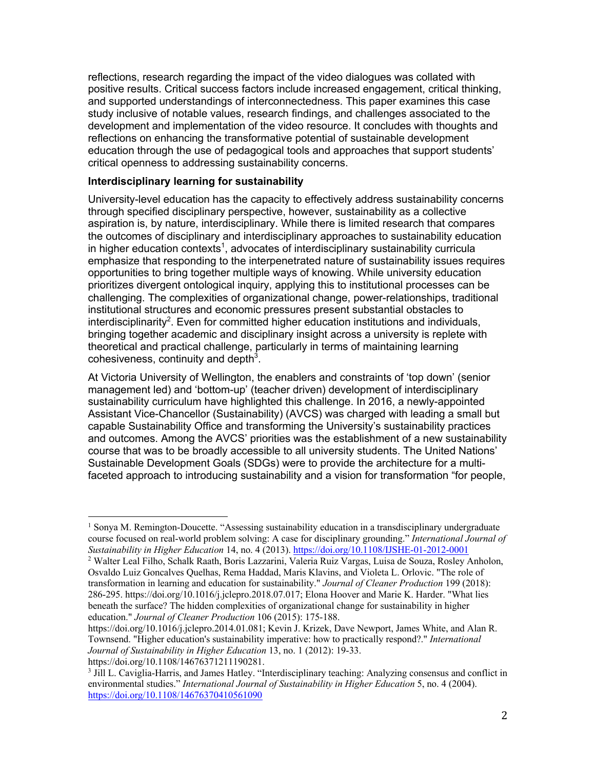reflections, research regarding the impact of the video dialogues was collated with positive results. Critical success factors include increased engagement, critical thinking, and supported understandings of interconnectedness. This paper examines this case study inclusive of notable values, research findings, and challenges associated to the development and implementation of the video resource. It concludes with thoughts and reflections on enhancing the transformative potential of sustainable development education through the use of pedagogical tools and approaches that support students' critical openness to addressing sustainability concerns.

## Interdisciplinary learning for sustainability

University-level education has the capacity to effectively address sustainability concerns through specified disciplinary perspective, however, sustainability as a collective aspiration is, by nature, interdisciplinary. While there is limited research that compares the outcomes of disciplinary and interdisciplinary approaches to sustainability education in higher education contexts[1], advocates of interdisciplinary sustainability curricula emphasize that responding to the interpenetrated nature of sustainability issues requires opportunities to bring together multiple ways of knowing. While university education prioritizes divergent ontological inquiry, applying this to institutional processes can be challenging. The complexities of organizational change, power-relationships, traditional institutional structures and economic pressures present substantial obstacles to interdisciplinarity[2]. Even for committed higher education institutions and individuals, bringing together academic and disciplinary insight across a university is replete with theoretical and practical challenge, particularly in terms of maintaining learning cohesiveness, continuity and depth[3].

At Victoria University of Wellington, the enablers and constraints of 'top down' (senior management led) and 'bottom-up' (teacher driven) development of interdisciplinary sustainability curriculum have highlighted this challenge. In 2016, a newly-appointed Assistant Vice-Chancellor (Sustainability) (AVCS) was charged with leading a small but capable Sustainability Office and transforming the University's sustainability practices and outcomes. Among the AVCS' priorities was the establishment of a new sustainability course that was to be broadly accessible to all university students. The United Nations' Sustainable Development Goals (SDGs) were to provide the architecture for a multi-faceted approach to introducing sustainability and a vision for transformation "for people,

---

[1] Sonya M. Remington-Doucette. "Assessing sustainability education in a transdisciplinary undergraduate course focused on real-world problem solving: A case for disciplinary grounding." *International Journal of Sustainability in Higher Education* 14, no. 4 (2013). https://doi.org/10.1108/IJSHE-01-2012-0001

[2] Walter Leal Filho, Schalk Raath, Boris Lazzarini, Valeria Ruiz Vargas, Luisa de Souza, Rosley Anholon, Osvaldo Luiz Goncalves Quelhas, Rema Haddad, Maris Klavins, and Violeta L. Orlovic. "The role of transformation in learning and education for sustainability." *Journal of Cleaner Production* 199 (2018): 286-295. https://doi.org/10.1016/j.jclepro.2018.07.017; Elona Hoover and Marie K. Harder. "What lies beneath the surface? The hidden complexities of organizational change for sustainability in higher education." *Journal of Cleaner Production* 106 (2015): 175-188. https://doi.org/10.1016/j.jclepro.2014.01.081; Kevin J. Krizek, Dave Newport, James White, and Alan R. Townsend. "Higher education's sustainability imperative: how to practically respond?." *International Journal of Sustainability in Higher Education* 13, no. 1 (2012): 19-33. https://doi.org/10.1108/14676371211190281.

[3] Jill L. Caviglia-Harris, and James Hatley. "Interdisciplinary teaching: Analyzing consensus and conflict in environmental studies." *International Journal of Sustainability in Higher Education* 5, no. 4 (2004). https://doi.org/10.1108/14676370410561090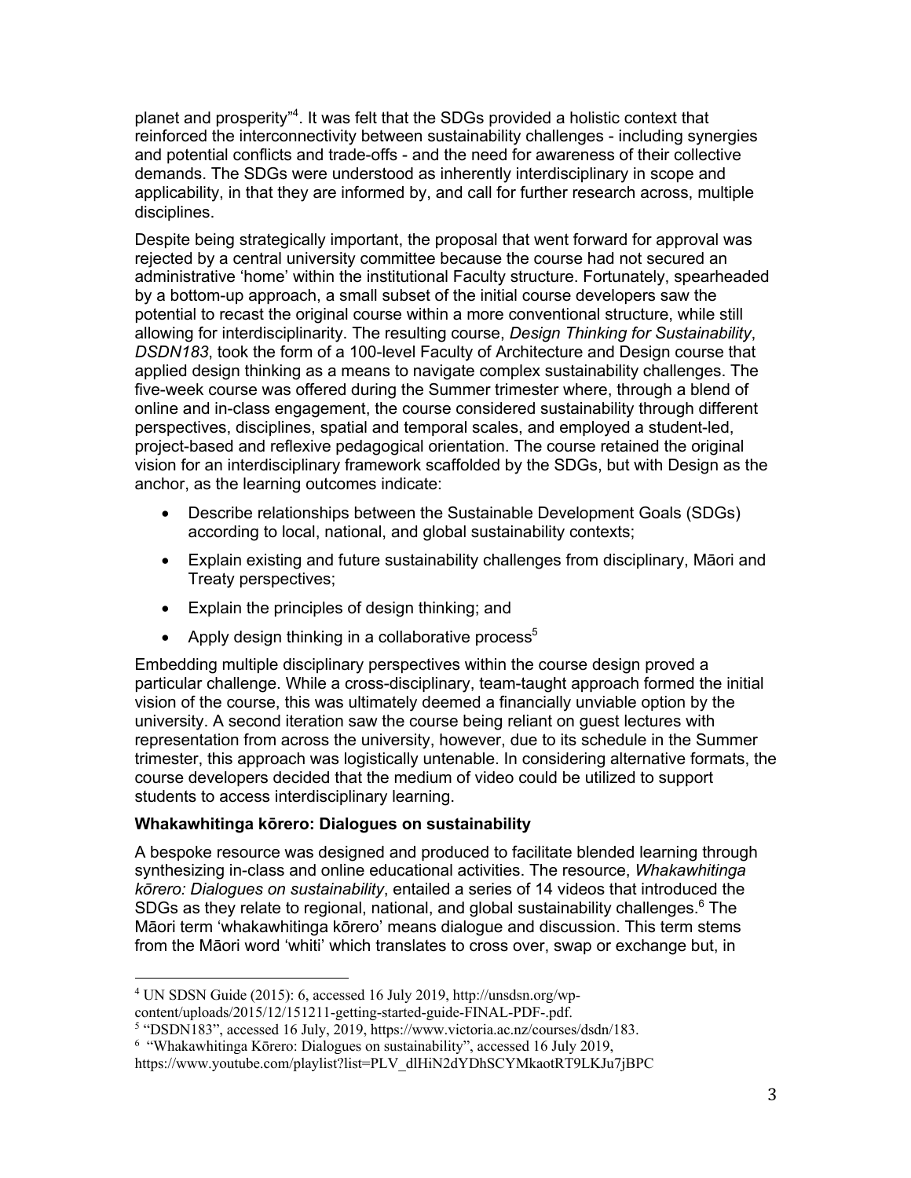planet and prosperity"[4]. It was felt that the SDGs provided a holistic context that reinforced the interconnectivity between sustainability challenges - including synergies and potential conflicts and trade-offs - and the need for awareness of their collective demands. The SDGs were understood as inherently interdisciplinary in scope and applicability, in that they are informed by, and call for further research across, multiple disciplines.

Despite being strategically important, the proposal that went forward for approval was rejected by a central university committee because the course had not secured an administrative 'home' within the institutional Faculty structure. Fortunately, spearheaded by a bottom-up approach, a small subset of the initial course developers saw the potential to recast the original course within a more conventional structure, while still allowing for interdisciplinarity. The resulting course, *Design Thinking for Sustainability*, *DSDN183*, took the form of a 100-level Faculty of Architecture and Design course that applied design thinking as a means to navigate complex sustainability challenges. The five-week course was offered during the Summer trimester where, through a blend of online and in-class engagement, the course considered sustainability through different perspectives, disciplines, spatial and temporal scales, and employed a student-led, project-based and reflexive pedagogical orientation. The course retained the original vision for an interdisciplinary framework scaffolded by the SDGs, but with Design as the anchor, as the learning outcomes indicate:

- Describe relationships between the Sustainable Development Goals (SDGs) according to local, national, and global sustainability contexts;
- Explain existing and future sustainability challenges from disciplinary, Māori and Treaty perspectives;
- Explain the principles of design thinking; and
- Apply design thinking in a collaborative process[5]

Embedding multiple disciplinary perspectives within the course design proved a particular challenge. While a cross-disciplinary, team-taught approach formed the initial vision of the course, this was ultimately deemed a financially unviable option by the university. A second iteration saw the course being reliant on guest lectures with representation from across the university, however, due to its schedule in the Summer trimester, this approach was logistically untenable. In considering alternative formats, the course developers decided that the medium of video could be utilized to support students to access interdisciplinary learning.

**Whakawhitinga kōrero: Dialogues on sustainability**

A bespoke resource was designed and produced to facilitate blended learning through synthesizing in-class and online educational activities. The resource, *Whakawhitinga kōrero: Dialogues on sustainability*, entailed a series of 14 videos that introduced the SDGs as they relate to regional, national, and global sustainability challenges.[6] The Māori term 'whakawhitinga kōrero' means dialogue and discussion. This term stems from the Māori word 'whiti' which translates to cross over, swap or exchange but, in

[4] UN SDSN Guide (2015): 6, accessed 16 July 2019, http://unsdsn.org/wp-content/uploads/2015/12/151211-getting-started-guide-FINAL-PDF-.pdf.

[5] "DSDN183", accessed 16 July, 2019, https://www.victoria.ac.nz/courses/dsdn/183.

[6] "Whakawhitinga Kōrero: Dialogues on sustainability", accessed 16 July 2019, https://www.youtube.com/playlist?list=PLV_dlHiN2dYDhSCYMkaotRT9LKJu7jBPC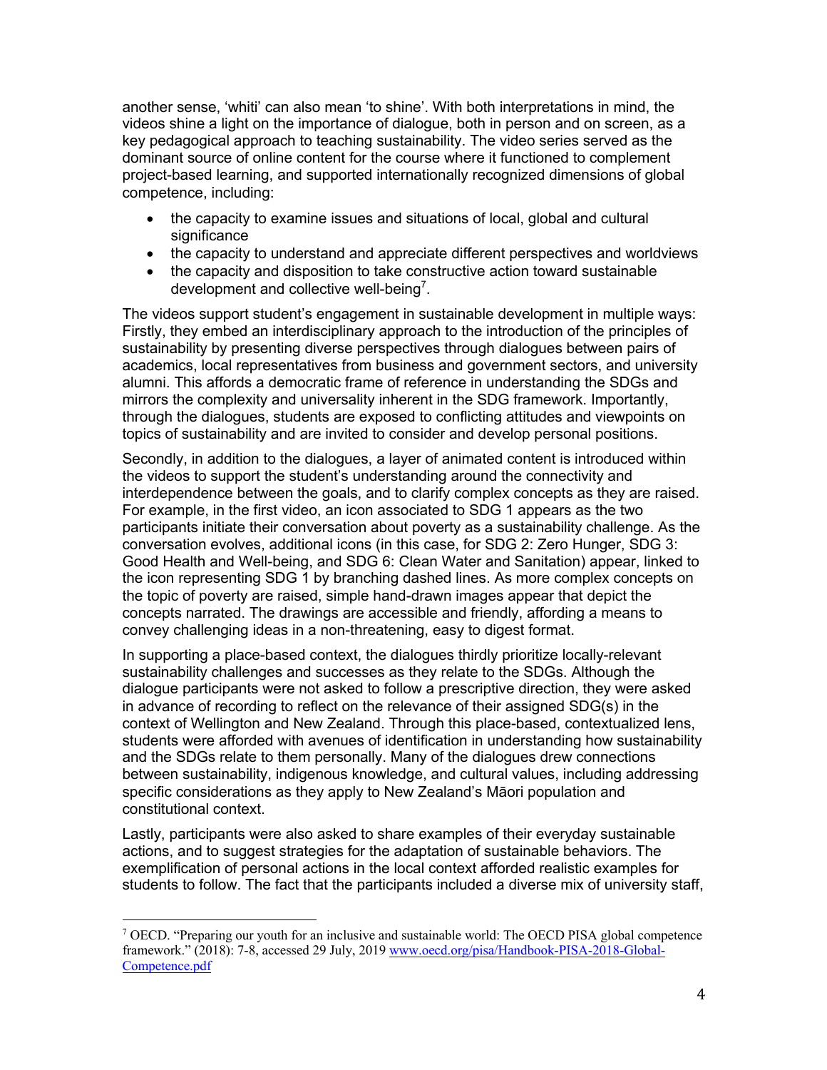another sense, 'whiti' can also mean 'to shine'. With both interpretations in mind, the videos shine a light on the importance of dialogue, both in person and on screen, as a key pedagogical approach to teaching sustainability. The video series served as the dominant source of online content for the course where it functioned to complement project-based learning, and supported internationally recognized dimensions of global competence, including:

- the capacity to examine issues and situations of local, global and cultural significance
- the capacity to understand and appreciate different perspectives and worldviews
- the capacity and disposition to take constructive action toward sustainable development and collective well-being[7].

The videos support student's engagement in sustainable development in multiple ways: Firstly, they embed an interdisciplinary approach to the introduction of the principles of sustainability by presenting diverse perspectives through dialogues between pairs of academics, local representatives from business and government sectors, and university alumni. This affords a democratic frame of reference in understanding the SDGs and mirrors the complexity and universality inherent in the SDG framework. Importantly, through the dialogues, students are exposed to conflicting attitudes and viewpoints on topics of sustainability and are invited to consider and develop personal positions.

Secondly, in addition to the dialogues, a layer of animated content is introduced within the videos to support the student's understanding around the connectivity and interdependence between the goals, and to clarify complex concepts as they are raised. For example, in the first video, an icon associated to SDG 1 appears as the two participants initiate their conversation about poverty as a sustainability challenge. As the conversation evolves, additional icons (in this case, for SDG 2: Zero Hunger, SDG 3: Good Health and Well-being, and SDG 6: Clean Water and Sanitation) appear, linked to the icon representing SDG 1 by branching dashed lines. As more complex concepts on the topic of poverty are raised, simple hand-drawn images appear that depict the concepts narrated. The drawings are accessible and friendly, affording a means to convey challenging ideas in a non-threatening, easy to digest format.

In supporting a place-based context, the dialogues thirdly prioritize locally-relevant sustainability challenges and successes as they relate to the SDGs. Although the dialogue participants were not asked to follow a prescriptive direction, they were asked in advance of recording to reflect on the relevance of their assigned SDG(s) in the context of Wellington and New Zealand. Through this place-based, contextualized lens, students were afforded with avenues of identification in understanding how sustainability and the SDGs relate to them personally. Many of the dialogues drew connections between sustainability, indigenous knowledge, and cultural values, including addressing specific considerations as they apply to New Zealand's Māori population and constitutional context.

Lastly, participants were also asked to share examples of their everyday sustainable actions, and to suggest strategies for the adaptation of sustainable behaviors. The exemplification of personal actions in the local context afforded realistic examples for students to follow. The fact that the participants included a diverse mix of university staff,

[7] OECD. "Preparing our youth for an inclusive and sustainable world: The OECD PISA global competence framework." (2018): 7-8, accessed 29 July, 2019 www.oecd.org/pisa/Handbook-PISA-2018-Global-Competence.pdf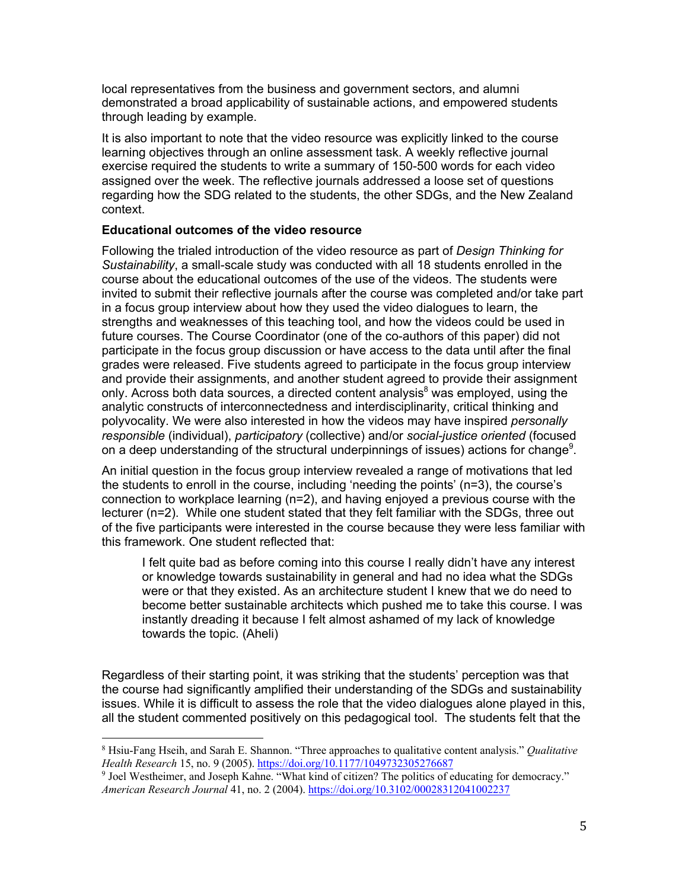local representatives from the business and government sectors, and alumni demonstrated a broad applicability of sustainable actions, and empowered students through leading by example.

It is also important to note that the video resource was explicitly linked to the course learning objectives through an online assessment task. A weekly reflective journal exercise required the students to write a summary of 150-500 words for each video assigned over the week. The reflective journals addressed a loose set of questions regarding how the SDG related to the students, the other SDGs, and the New Zealand context.

**Educational outcomes of the video resource**

Following the trialed introduction of the video resource as part of *Design Thinking for Sustainability*, a small-scale study was conducted with all 18 students enrolled in the course about the educational outcomes of the use of the videos. The students were invited to submit their reflective journals after the course was completed and/or take part in a focus group interview about how they used the video dialogues to learn, the strengths and weaknesses of this teaching tool, and how the videos could be used in future courses. The Course Coordinator (one of the co-authors of this paper) did not participate in the focus group discussion or have access to the data until after the final grades were released. Five students agreed to participate in the focus group interview and provide their assignments, and another student agreed to provide their assignment only. Across both data sources, a directed content analysis[8] was employed, using the analytic constructs of interconnectedness and interdisciplinarity, critical thinking and polyvocality. We were also interested in how the videos may have inspired *personally responsible* (individual), *participatory* (collective) and/or *social-justice oriented* (focused on a deep understanding of the structural underpinnings of issues) actions for change[9].

An initial question in the focus group interview revealed a range of motivations that led the students to enroll in the course, including 'needing the points' (n=3), the course's connection to workplace learning (n=2), and having enjoyed a previous course with the lecturer (n=2). While one student stated that they felt familiar with the SDGs, three out of the five participants were interested in the course because they were less familiar with this framework. One student reflected that:

> I felt quite bad as before coming into this course I really didn't have any interest or knowledge towards sustainability in general and had no idea what the SDGs were or that they existed. As an architecture student I knew that we do need to become better sustainable architects which pushed me to take this course. I was instantly dreading it because I felt almost ashamed of my lack of knowledge towards the topic. (Aheli)

Regardless of their starting point, it was striking that the students' perception was that the course had significantly amplified their understanding of the SDGs and sustainability issues. While it is difficult to assess the role that the video dialogues alone played in this, all the student commented positively on this pedagogical tool. The students felt that the

---

[8] Hsiu-Fang Hseih, and Sarah E. Shannon. "Three approaches to qualitative content analysis." *Qualitative Health Research* 15, no. 9 (2005). https://doi.org/10.1177/1049732305276687

[9] Joel Westheimer, and Joseph Kahne. "What kind of citizen? The politics of educating for democracy." *American Research Journal* 41, no. 2 (2004). https://doi.org/10.3102/00028312041002237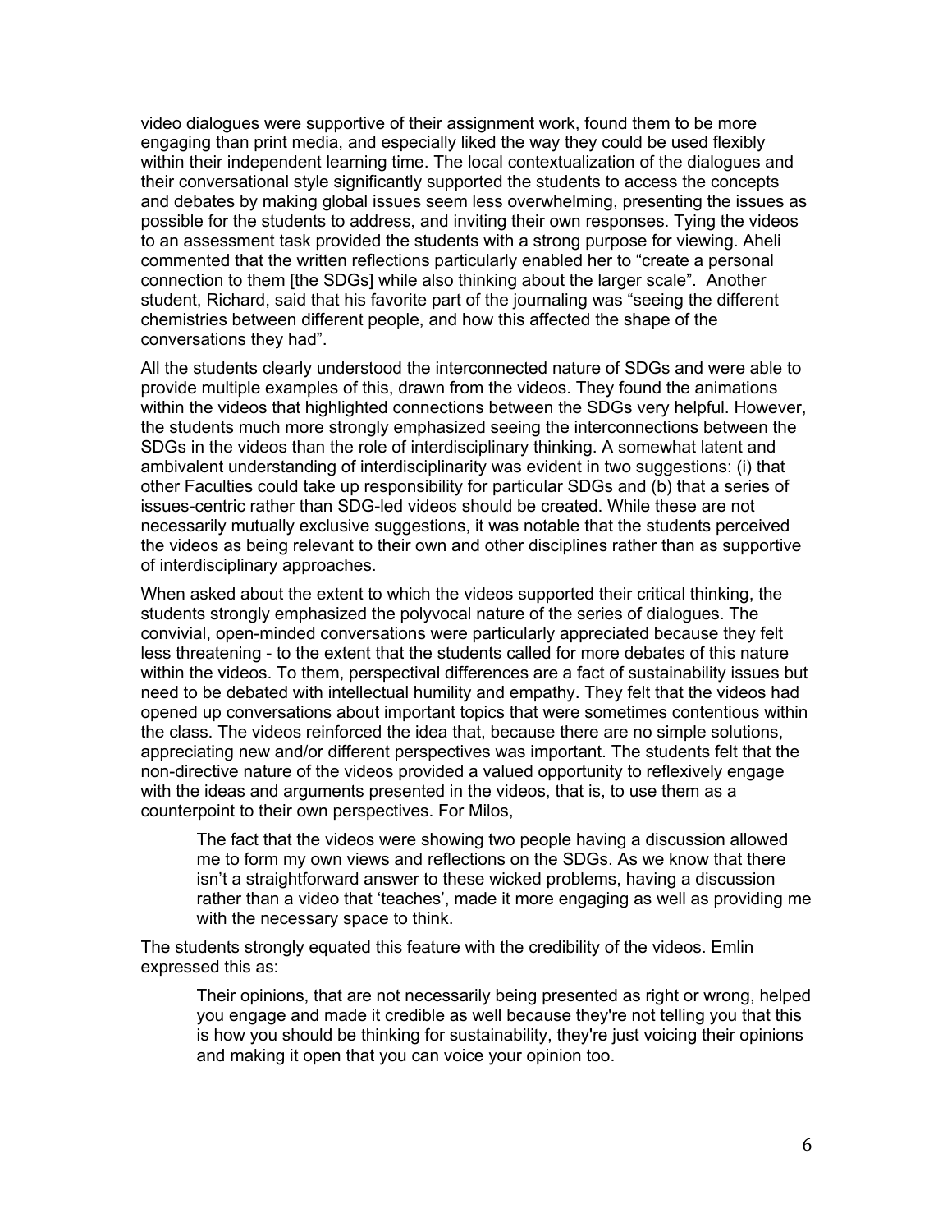video dialogues were supportive of their assignment work, found them to be more engaging than print media, and especially liked the way they could be used flexibly within their independent learning time. The local contextualization of the dialogues and their conversational style significantly supported the students to access the concepts and debates by making global issues seem less overwhelming, presenting the issues as possible for the students to address, and inviting their own responses. Tying the videos to an assessment task provided the students with a strong purpose for viewing. Aheli commented that the written reflections particularly enabled her to "create a personal connection to them [the SDGs] while also thinking about the larger scale". Another student, Richard, said that his favorite part of the journaling was "seeing the different chemistries between different people, and how this affected the shape of the conversations they had".

All the students clearly understood the interconnected nature of SDGs and were able to provide multiple examples of this, drawn from the videos. They found the animations within the videos that highlighted connections between the SDGs very helpful. However, the students much more strongly emphasized seeing the interconnections between the SDGs in the videos than the role of interdisciplinary thinking. A somewhat latent and ambivalent understanding of interdisciplinarity was evident in two suggestions: (i) that other Faculties could take up responsibility for particular SDGs and (b) that a series of issues-centric rather than SDG-led videos should be created. While these are not necessarily mutually exclusive suggestions, it was notable that the students perceived the videos as being relevant to their own and other disciplines rather than as supportive of interdisciplinary approaches.

When asked about the extent to which the videos supported their critical thinking, the students strongly emphasized the polyvocal nature of the series of dialogues. The convivial, open-minded conversations were particularly appreciated because they felt less threatening - to the extent that the students called for more debates of this nature within the videos. To them, perspectival differences are a fact of sustainability issues but need to be debated with intellectual humility and empathy. They felt that the videos had opened up conversations about important topics that were sometimes contentious within the class. The videos reinforced the idea that, because there are no simple solutions, appreciating new and/or different perspectives was important. The students felt that the non-directive nature of the videos provided a valued opportunity to reflexively engage with the ideas and arguments presented in the videos, that is, to use them as a counterpoint to their own perspectives. For Milos,

> The fact that the videos were showing two people having a discussion allowed me to form my own views and reflections on the SDGs. As we know that there isn't a straightforward answer to these wicked problems, having a discussion rather than a video that 'teaches', made it more engaging as well as providing me with the necessary space to think.

The students strongly equated this feature with the credibility of the videos. Emlin expressed this as:

> Their opinions, that are not necessarily being presented as right or wrong, helped you engage and made it credible as well because they're not telling you that this is how you should be thinking for sustainability, they're just voicing their opinions and making it open that you can voice your opinion too.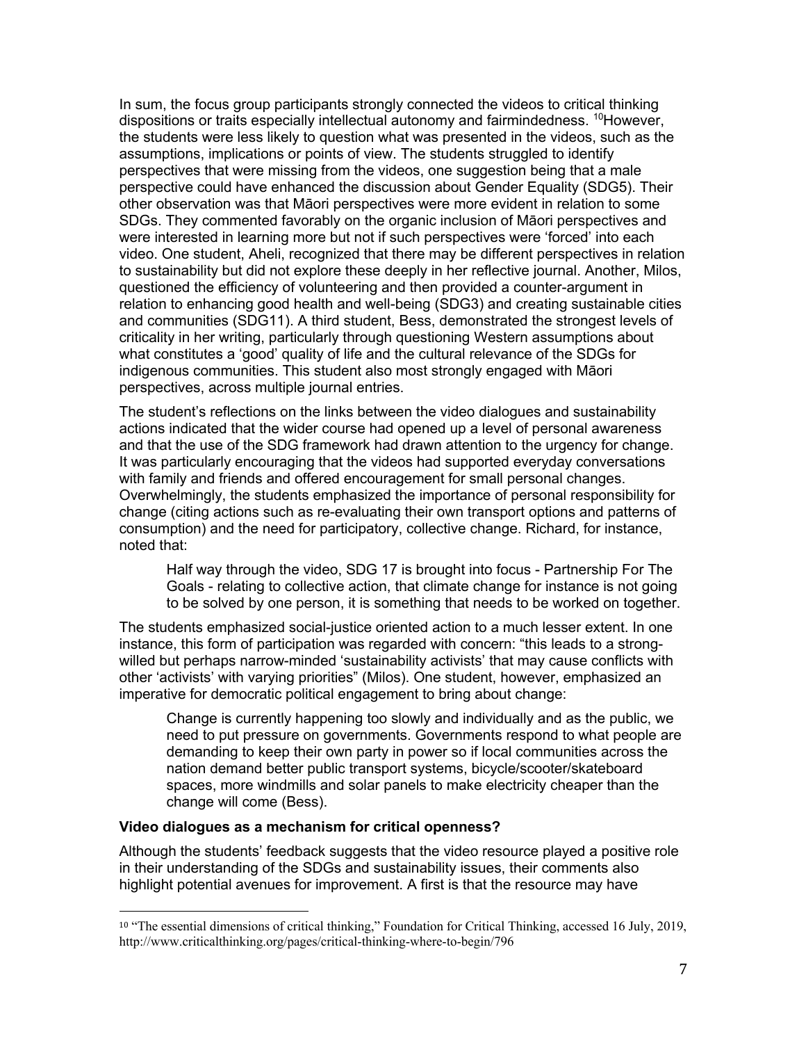In sum, the focus group participants strongly connected the videos to critical thinking dispositions or traits especially intellectual autonomy and fairmindedness. [10]However, the students were less likely to question what was presented in the videos, such as the assumptions, implications or points of view. The students struggled to identify perspectives that were missing from the videos, one suggestion being that a male perspective could have enhanced the discussion about Gender Equality (SDG5). Their other observation was that Māori perspectives were more evident in relation to some SDGs. They commented favorably on the organic inclusion of Māori perspectives and were interested in learning more but not if such perspectives were 'forced' into each video. One student, Aheli, recognized that there may be different perspectives in relation to sustainability but did not explore these deeply in her reflective journal. Another, Milos, questioned the efficiency of volunteering and then provided a counter-argument in relation to enhancing good health and well-being (SDG3) and creating sustainable cities and communities (SDG11). A third student, Bess, demonstrated the strongest levels of criticality in her writing, particularly through questioning Western assumptions about what constitutes a 'good' quality of life and the cultural relevance of the SDGs for indigenous communities. This student also most strongly engaged with Māori perspectives, across multiple journal entries.

The student's reflections on the links between the video dialogues and sustainability actions indicated that the wider course had opened up a level of personal awareness and that the use of the SDG framework had drawn attention to the urgency for change. It was particularly encouraging that the videos had supported everyday conversations with family and friends and offered encouragement for small personal changes. Overwhelmingly, the students emphasized the importance of personal responsibility for change (citing actions such as re-evaluating their own transport options and patterns of consumption) and the need for participatory, collective change. Richard, for instance, noted that:

> Half way through the video, SDG 17 is brought into focus - Partnership For The Goals - relating to collective action, that climate change for instance is not going to be solved by one person, it is something that needs to be worked on together.

The students emphasized social-justice oriented action to a much lesser extent. In one instance, this form of participation was regarded with concern: "this leads to a strong-willed but perhaps narrow-minded 'sustainability activists' that may cause conflicts with other 'activists' with varying priorities" (Milos). One student, however, emphasized an imperative for democratic political engagement to bring about change:

> Change is currently happening too slowly and individually and as the public, we need to put pressure on governments. Governments respond to what people are demanding to keep their own party in power so if local communities across the nation demand better public transport systems, bicycle/scooter/skateboard spaces, more windmills and solar panels to make electricity cheaper than the change will come (Bess).

**Video dialogues as a mechanism for critical openness?**

Although the students' feedback suggests that the video resource played a positive role in their understanding of the SDGs and sustainability issues, their comments also highlight potential avenues for improvement. A first is that the resource may have

[10] "The essential dimensions of critical thinking," Foundation for Critical Thinking, accessed 16 July, 2019, http://www.criticalthinking.org/pages/critical-thinking-where-to-begin/796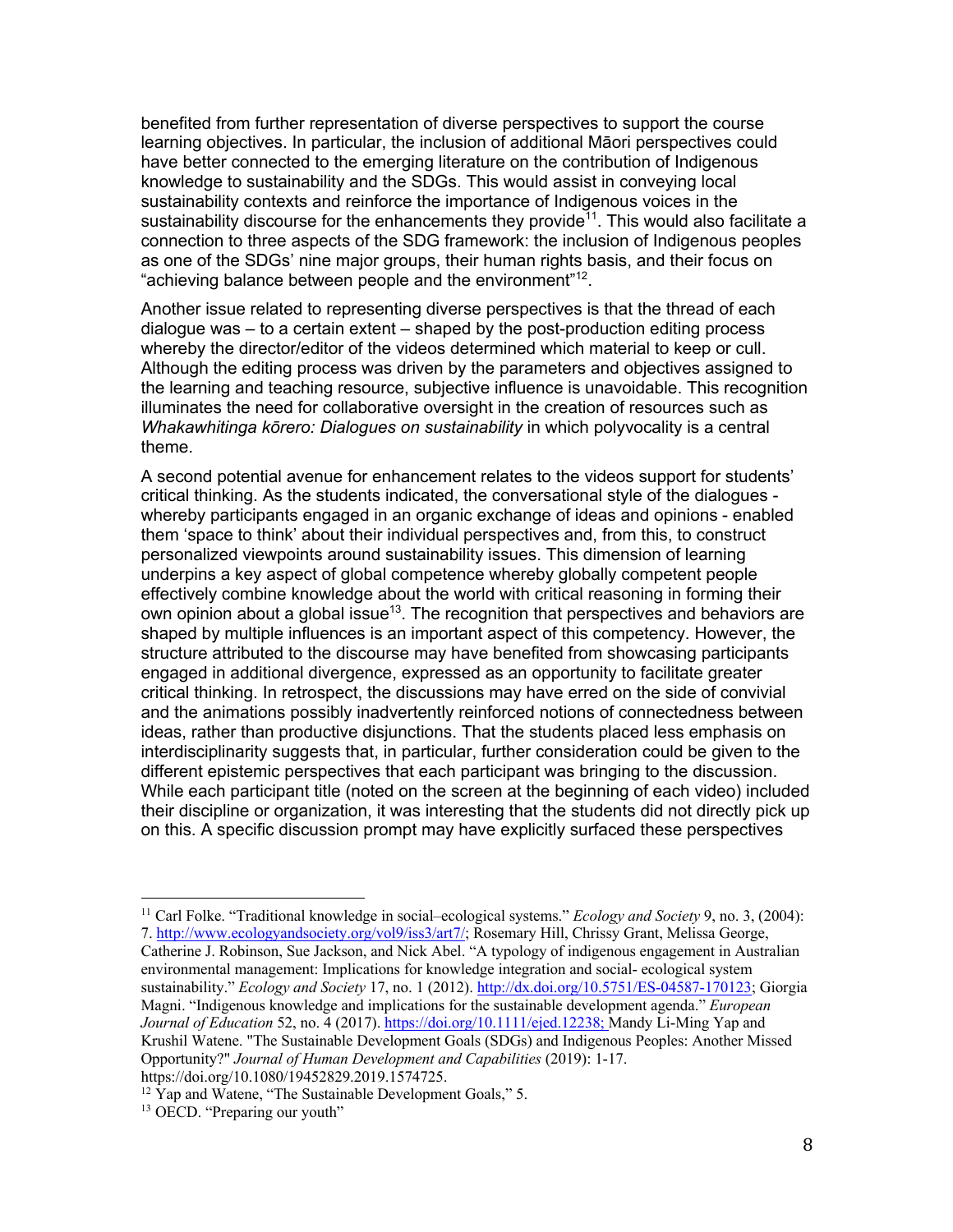benefited from further representation of diverse perspectives to support the course learning objectives. In particular, the inclusion of additional Māori perspectives could have better connected to the emerging literature on the contribution of Indigenous knowledge to sustainability and the SDGs. This would assist in conveying local sustainability contexts and reinforce the importance of Indigenous voices in the sustainability discourse for the enhancements they provide[11]. This would also facilitate a connection to three aspects of the SDG framework: the inclusion of Indigenous peoples as one of the SDGs' nine major groups, their human rights basis, and their focus on "achieving balance between people and the environment"[12].

Another issue related to representing diverse perspectives is that the thread of each dialogue was – to a certain extent – shaped by the post-production editing process whereby the director/editor of the videos determined which material to keep or cull. Although the editing process was driven by the parameters and objectives assigned to the learning and teaching resource, subjective influence is unavoidable. This recognition illuminates the need for collaborative oversight in the creation of resources such as *Whakawhitinga kōrero: Dialogues on sustainability* in which polyvocality is a central theme.

A second potential avenue for enhancement relates to the videos support for students' critical thinking. As the students indicated, the conversational style of the dialogues - whereby participants engaged in an organic exchange of ideas and opinions - enabled them 'space to think' about their individual perspectives and, from this, to construct personalized viewpoints around sustainability issues. This dimension of learning underpins a key aspect of global competence whereby globally competent people effectively combine knowledge about the world with critical reasoning in forming their own opinion about a global issue[13]. The recognition that perspectives and behaviors are shaped by multiple influences is an important aspect of this competency. However, the structure attributed to the discourse may have benefited from showcasing participants engaged in additional divergence, expressed as an opportunity to facilitate greater critical thinking. In retrospect, the discussions may have erred on the side of convivial and the animations possibly inadvertently reinforced notions of connectedness between ideas, rather than productive disjunctions. That the students placed less emphasis on interdisciplinarity suggests that, in particular, further consideration could be given to the different epistemic perspectives that each participant was bringing to the discussion. While each participant title (noted on the screen at the beginning of each video) included their discipline or organization, it was interesting that the students did not directly pick up on this. A specific discussion prompt may have explicitly surfaced these perspectives

---

[11] Carl Folke. "Traditional knowledge in social–ecological systems." *Ecology and Society* 9, no. 3, (2004): 7. http://www.ecologyandsociety.org/vol9/iss3/art7/; Rosemary Hill, Chrissy Grant, Melissa George, Catherine J. Robinson, Sue Jackson, and Nick Abel. "A typology of indigenous engagement in Australian environmental management: Implications for knowledge integration and social- ecological system sustainability." *Ecology and Society* 17, no. 1 (2012). http://dx.doi.org/10.5751/ES-04587-170123; Giorgia Magni. "Indigenous knowledge and implications for the sustainable development agenda." *European Journal of Education* 52, no. 4 (2017). https://doi.org/10.1111/ejed.12238; Mandy Li-Ming Yap and Krushil Watene. "The Sustainable Development Goals (SDGs) and Indigenous Peoples: Another Missed Opportunity?" *Journal of Human Development and Capabilities* (2019): 1-17. https://doi.org/10.1080/19452829.2019.1574725.

[12] Yap and Watene, "The Sustainable Development Goals," 5.

[13] OECD. "Preparing our youth"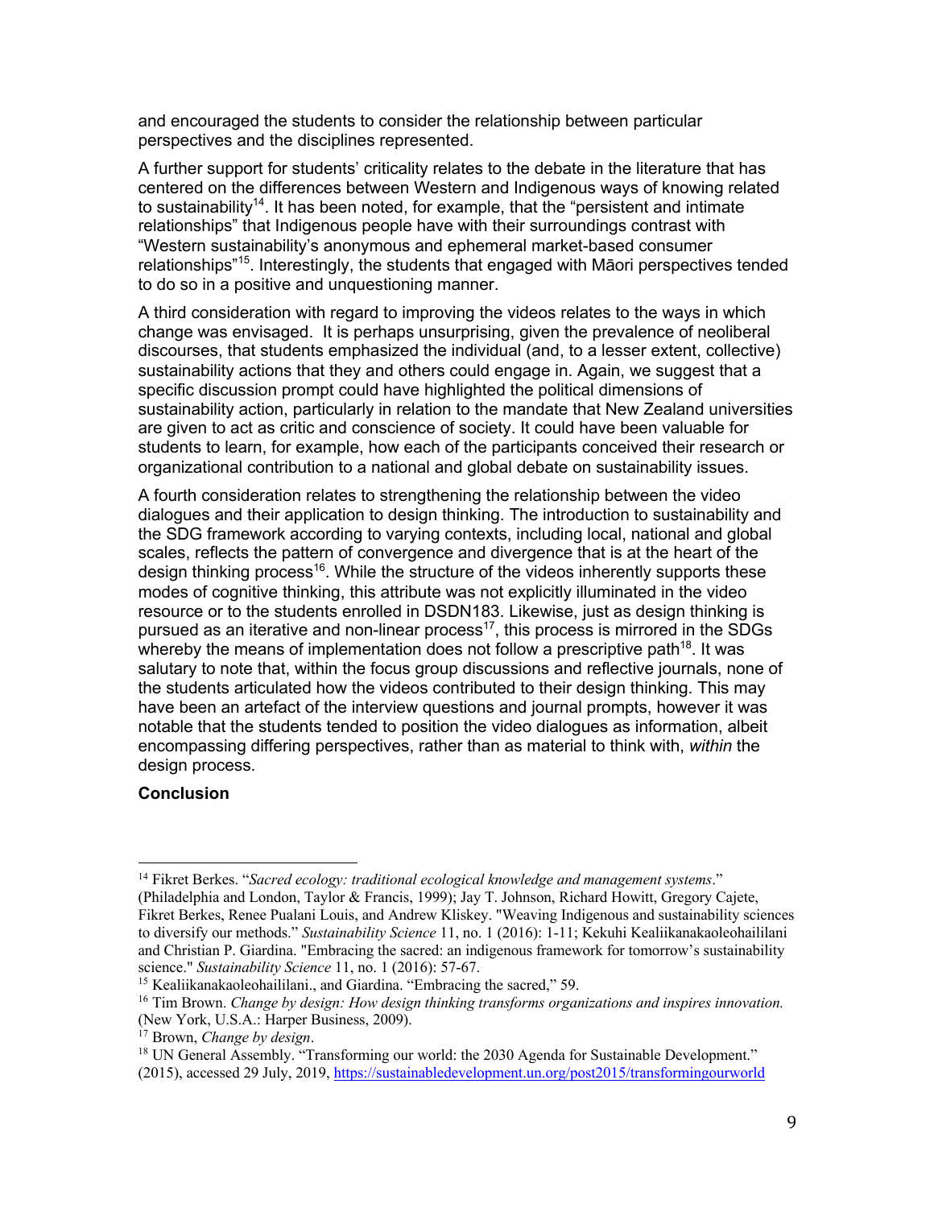and encouraged the students to consider the relationship between particular perspectives and the disciplines represented.

A further support for students' criticality relates to the debate in the literature that has centered on the differences between Western and Indigenous ways of knowing related to sustainability[14]. It has been noted, for example, that the "persistent and intimate relationships" that Indigenous people have with their surroundings contrast with "Western sustainability's anonymous and ephemeral market-based consumer relationships"[15]. Interestingly, the students that engaged with Māori perspectives tended to do so in a positive and unquestioning manner.

A third consideration with regard to improving the videos relates to the ways in which change was envisaged. It is perhaps unsurprising, given the prevalence of neoliberal discourses, that students emphasized the individual (and, to a lesser extent, collective) sustainability actions that they and others could engage in. Again, we suggest that a specific discussion prompt could have highlighted the political dimensions of sustainability action, particularly in relation to the mandate that New Zealand universities are given to act as critic and conscience of society. It could have been valuable for students to learn, for example, how each of the participants conceived their research or organizational contribution to a national and global debate on sustainability issues.

A fourth consideration relates to strengthening the relationship between the video dialogues and their application to design thinking. The introduction to sustainability and the SDG framework according to varying contexts, including local, national and global scales, reflects the pattern of convergence and divergence that is at the heart of the design thinking process[16]. While the structure of the videos inherently supports these modes of cognitive thinking, this attribute was not explicitly illuminated in the video resource or to the students enrolled in DSDN183. Likewise, just as design thinking is pursued as an iterative and non-linear process[17], this process is mirrored in the SDGs whereby the means of implementation does not follow a prescriptive path[18]. It was salutary to note that, within the focus group discussions and reflective journals, none of the students articulated how the videos contributed to their design thinking. This may have been an artefact of the interview questions and journal prompts, however it was notable that the students tended to position the video dialogues as information, albeit encompassing differing perspectives, rather than as material to think with, *within* the design process.

**Conclusion**

---

[14] Fikret Berkes. "*Sacred ecology: traditional ecological knowledge and management systems*." (Philadelphia and London, Taylor & Francis, 1999); Jay T. Johnson, Richard Howitt, Gregory Cajete, Fikret Berkes, Renee Pualani Louis, and Andrew Kliskey. "Weaving Indigenous and sustainability sciences to diversify our methods." *Sustainability Science* 11, no. 1 (2016): 1-11; Kekuhi Kealiikanakaoleohaililani and Christian P. Giardina. "Embracing the sacred: an indigenous framework for tomorrow's sustainability science." *Sustainability Science* 11, no. 1 (2016): 57-67.

[15] Kealiikanakaoleohaililani., and Giardina. "Embracing the sacred," 59.

[16] Tim Brown. *Change by design: How design thinking transforms organizations and inspires innovation.* (New York, U.S.A.: Harper Business, 2009).

[17] Brown, *Change by design*.

[18] UN General Assembly. "Transforming our world: the 2030 Agenda for Sustainable Development." (2015), accessed 29 July, 2019, https://sustainabledevelopment.un.org/post2015/transformingourworld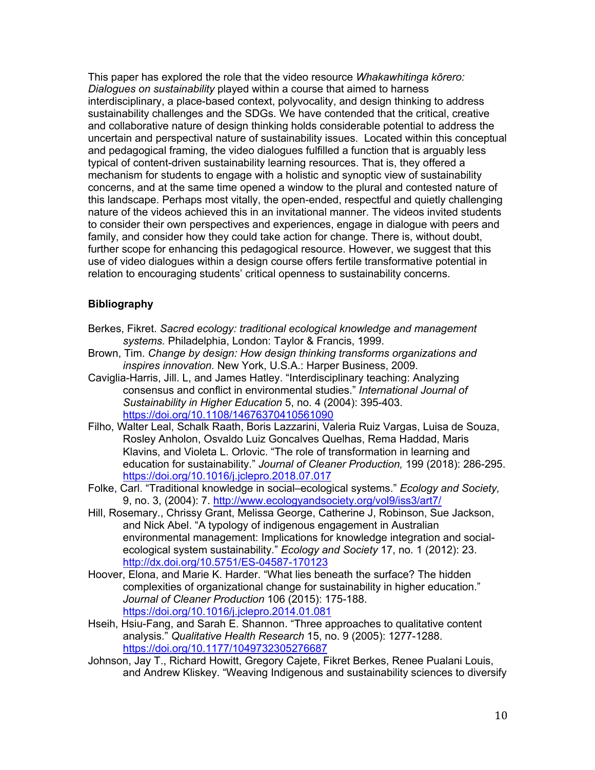This paper has explored the role that the video resource *Whakawhitinga kōrero: Dialogues on sustainability* played within a course that aimed to harness interdisciplinary, a place-based context, polyvocality, and design thinking to address sustainability challenges and the SDGs. We have contended that the critical, creative and collaborative nature of design thinking holds considerable potential to address the uncertain and perspectival nature of sustainability issues. Located within this conceptual and pedagogical framing, the video dialogues fulfilled a function that is arguably less typical of content-driven sustainability learning resources. That is, they offered a mechanism for students to engage with a holistic and synoptic view of sustainability concerns, and at the same time opened a window to the plural and contested nature of this landscape. Perhaps most vitally, the open-ended, respectful and quietly challenging nature of the videos achieved this in an invitational manner. The videos invited students to consider their own perspectives and experiences, engage in dialogue with peers and family, and consider how they could take action for change. There is, without doubt, further scope for enhancing this pedagogical resource. However, we suggest that this use of video dialogues within a design course offers fertile transformative potential in relation to encouraging students' critical openness to sustainability concerns.

**Bibliography**

Berkes, Fikret. *Sacred ecology: traditional ecological knowledge and management systems.* Philadelphia, London: Taylor & Francis, 1999.

Brown, Tim. *Change by design: How design thinking transforms organizations and inspires innovation.* New York, U.S.A.: Harper Business, 2009.

Caviglia-Harris, Jill. L, and James Hatley. "Interdisciplinary teaching: Analyzing consensus and conflict in environmental studies." *International Journal of Sustainability in Higher Education* 5, no. 4 (2004): 395-403. https://doi.org/10.1108/14676370410561090

Filho, Walter Leal, Schalk Raath, Boris Lazzarini, Valeria Ruiz Vargas, Luisa de Souza, Rosley Anholon, Osvaldo Luiz Goncalves Quelhas, Rema Haddad, Maris Klavins, and Violeta L. Orlovic. "The role of transformation in learning and education for sustainability." *Journal of Cleaner Production,* 199 (2018): 286-295. https://doi.org/10.1016/j.jclepro.2018.07.017

Folke, Carl. "Traditional knowledge in social–ecological systems." *Ecology and Society,* 9, no. 3, (2004): 7. http://www.ecologyandsociety.org/vol9/iss3/art7/

Hill, Rosemary., Chrissy Grant, Melissa George, Catherine J, Robinson, Sue Jackson, and Nick Abel. "A typology of indigenous engagement in Australian environmental management: Implications for knowledge integration and social-ecological system sustainability." *Ecology and Society* 17, no. 1 (2012): 23. http://dx.doi.org/10.5751/ES-04587-170123

Hoover, Elona, and Marie K. Harder. "What lies beneath the surface? The hidden complexities of organizational change for sustainability in higher education." *Journal of Cleaner Production* 106 (2015): 175-188. https://doi.org/10.1016/j.jclepro.2014.01.081

Hseih, Hsiu-Fang, and Sarah E. Shannon. "Three approaches to qualitative content analysis." *Qualitative Health Research* 15, no. 9 (2005): 1277-1288. https://doi.org/10.1177/1049732305276687

Johnson, Jay T., Richard Howitt, Gregory Cajete, Fikret Berkes, Renee Pualani Louis, and Andrew Kliskey. "Weaving Indigenous and sustainability sciences to diversify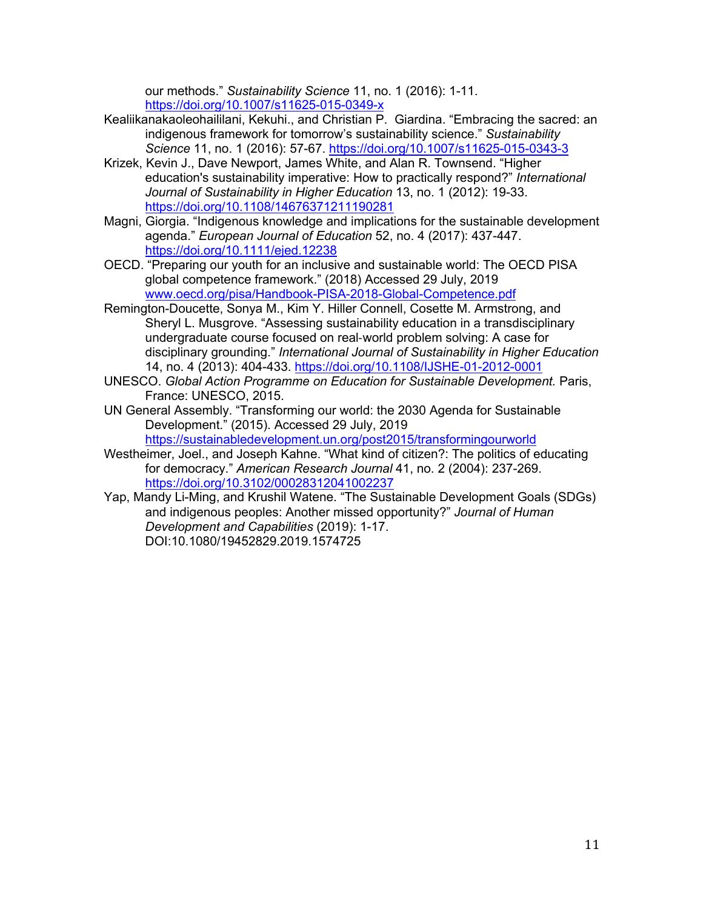our methods." *Sustainability Science* 11, no. 1 (2016): 1-11. https://doi.org/10.1007/s11625-015-0349-x

Kealiikanakaoleohaililani, Kekuhi., and Christian P. Giardina. "Embracing the sacred: an indigenous framework for tomorrow's sustainability science." *Sustainability Science* 11, no. 1 (2016): 57-67. https://doi.org/10.1007/s11625-015-0343-3

Krizek, Kevin J., Dave Newport, James White, and Alan R. Townsend. "Higher education's sustainability imperative: How to practically respond?" *International Journal of Sustainability in Higher Education* 13, no. 1 (2012): 19-33. https://doi.org/10.1108/14676371211190281

Magni, Giorgia. "Indigenous knowledge and implications for the sustainable development agenda." *European Journal of Education* 52, no. 4 (2017): 437-447. https://doi.org/10.1111/ejed.12238

OECD. "Preparing our youth for an inclusive and sustainable world: The OECD PISA global competence framework." (2018) Accessed 29 July, 2019 www.oecd.org/pisa/Handbook-PISA-2018-Global-Competence.pdf

Remington-Doucette, Sonya M., Kim Y. Hiller Connell, Cosette M. Armstrong, and Sheryl L. Musgrove. "Assessing sustainability education in a transdisciplinary undergraduate course focused on real-world problem solving: A case for disciplinary grounding." *International Journal of Sustainability in Higher Education* 14, no. 4 (2013): 404-433. https://doi.org/10.1108/IJSHE-01-2012-0001

UNESCO. *Global Action Programme on Education for Sustainable Development.* Paris, France: UNESCO, 2015.

UN General Assembly. "Transforming our world: the 2030 Agenda for Sustainable Development." (2015). Accessed 29 July, 2019 https://sustainabledevelopment.un.org/post2015/transformingourworld

Westheimer, Joel., and Joseph Kahne. "What kind of citizen?: The politics of educating for democracy." *American Research Journal* 41, no. 2 (2004): 237-269. https://doi.org/10.3102/00028312041002237

Yap, Mandy Li-Ming, and Krushil Watene. "The Sustainable Development Goals (SDGs) and indigenous peoples: Another missed opportunity?" *Journal of Human Development and Capabilities* (2019): 1-17. DOI:10.1080/19452829.2019.1574725